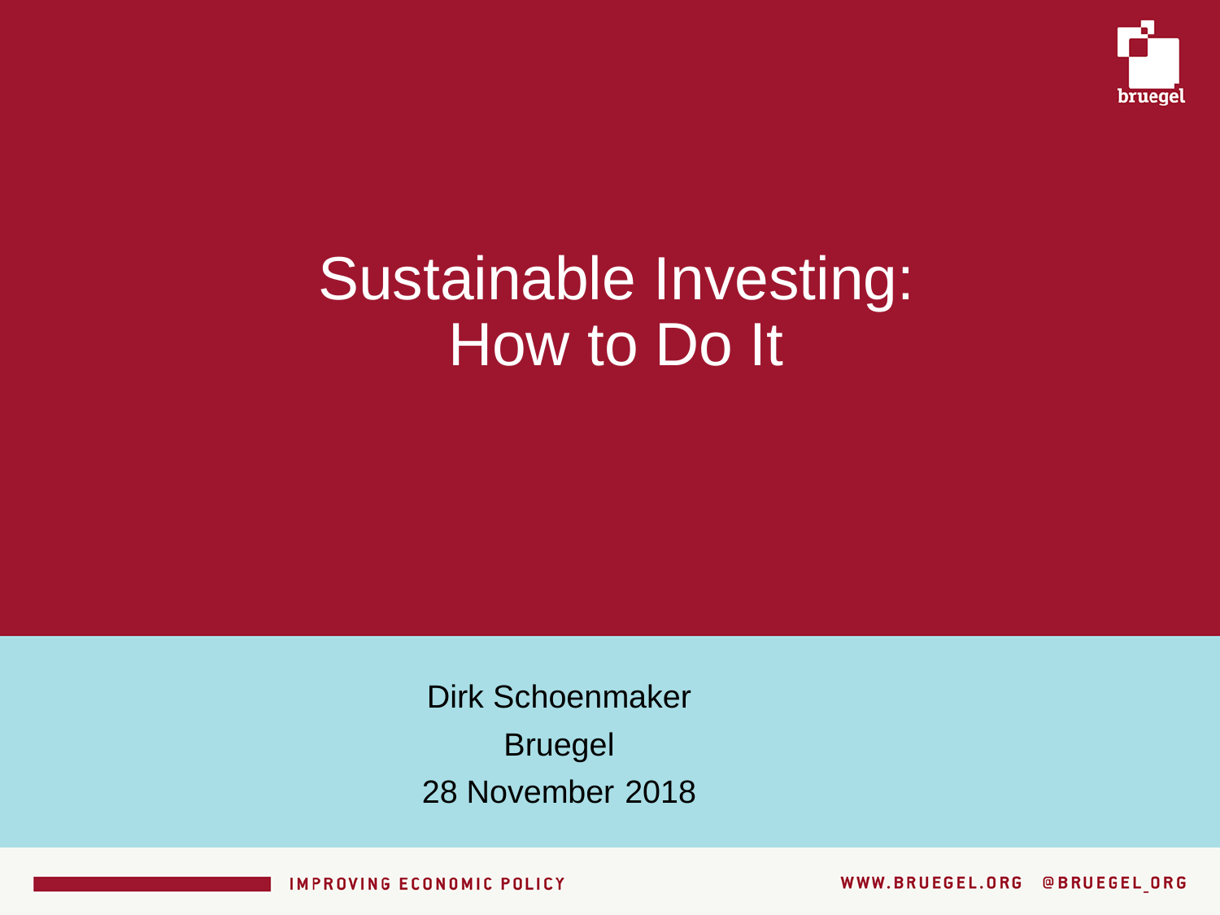# Sustainable Investing: How to Do It

Dirk Schoenmaker

Bruegel

28 November 2018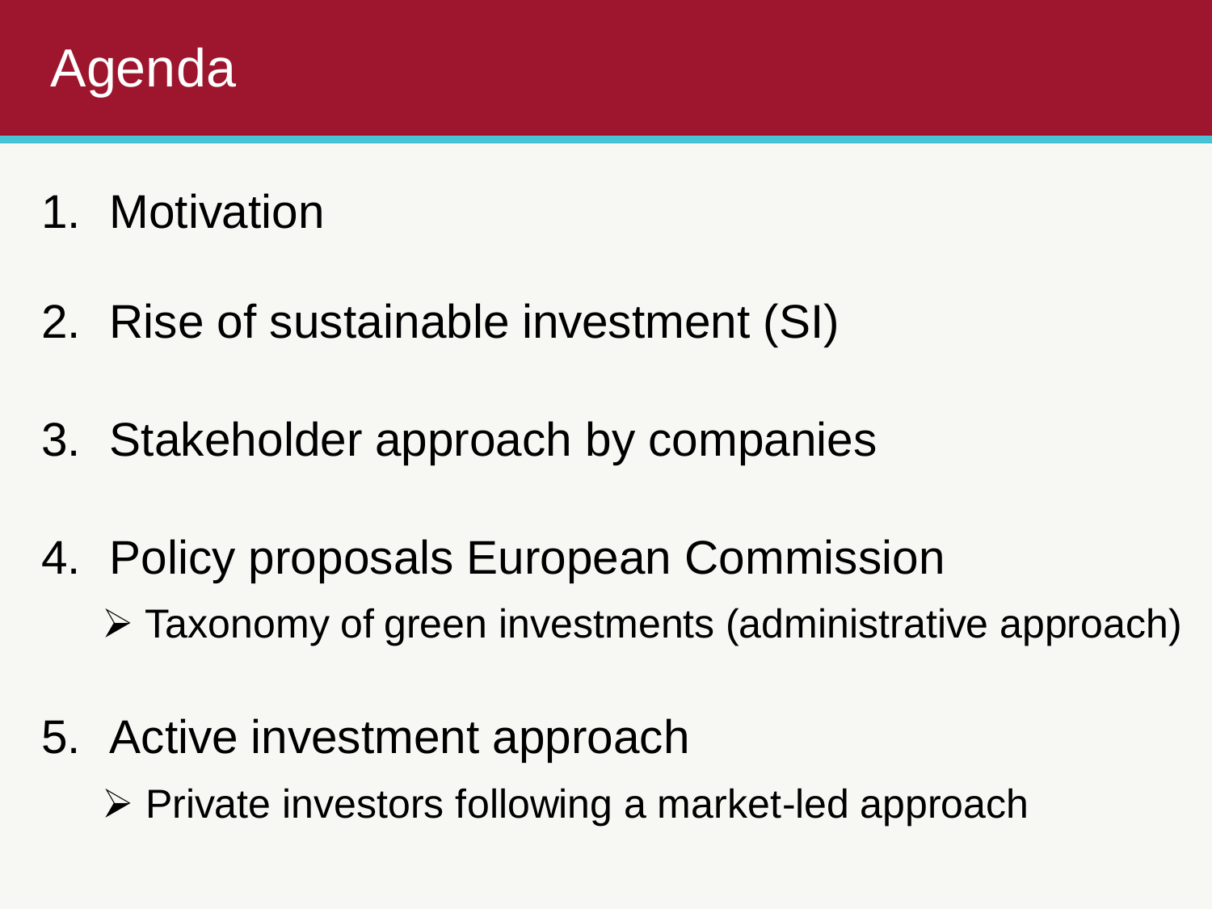# Agenda

1. Motivation
2. Rise of sustainable investment (SI)
3. Stakeholder approach by companies
4. Policy proposals European Commission
   - Taxonomy of green investments (administrative approach)
5. Active investment approach
   - Private investors following a market-led approach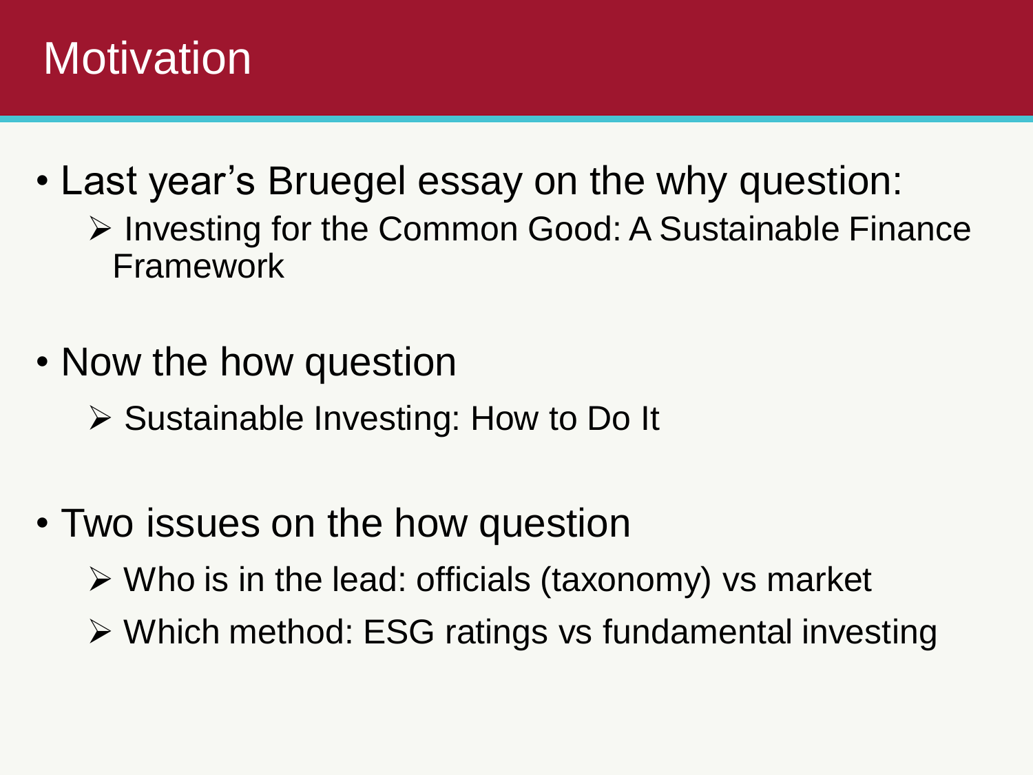# Motivation

- Last year's Bruegel essay on the why question:
  - Investing for the Common Good: A Sustainable Finance Framework
- Now the how question
  - Sustainable Investing: How to Do It
- Two issues on the how question
  - Who is in the lead: officials (taxonomy) vs market
  - Which method: ESG ratings vs fundamental investing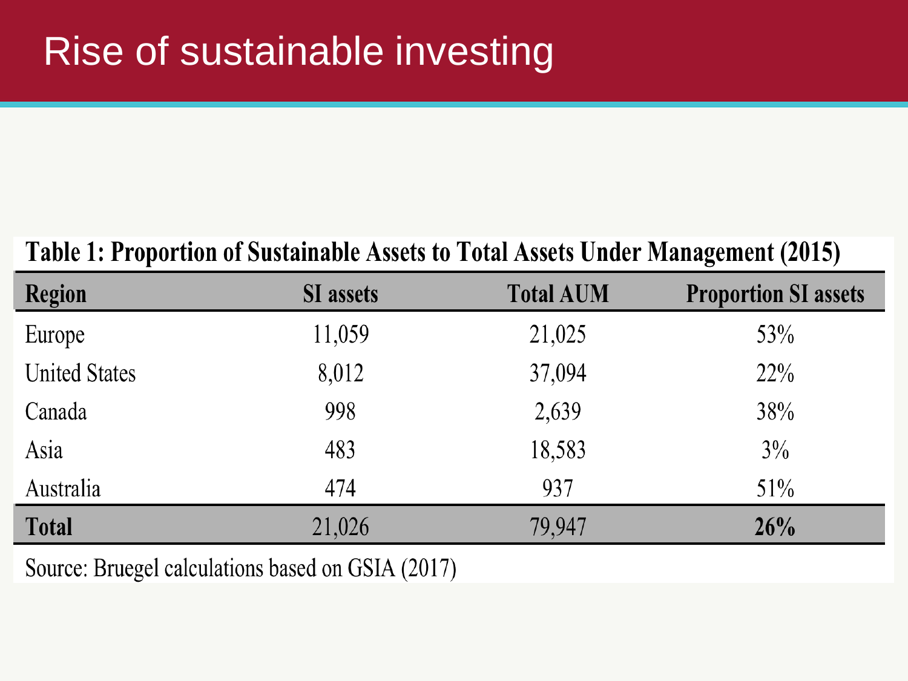# Rise of sustainable investing

**Table 1: Proportion of Sustainable Assets to Total Assets Under Management (2015)**

| **Region** | **SI assets** | **Total AUM** | **Proportion SI assets** |
|---|---|---|---|
| Europe | 11,059 | 21,025 | 53% |
| United States | 8,012 | 37,094 | 22% |
| Canada | 998 | 2,639 | 38% |
| Asia | 483 | 18,583 | 3% |
| Australia | 474 | 937 | 51% |
| **Total** | 21,026 | 79,947 | **26%** |

Source: Bruegel calculations based on GSIA (2017)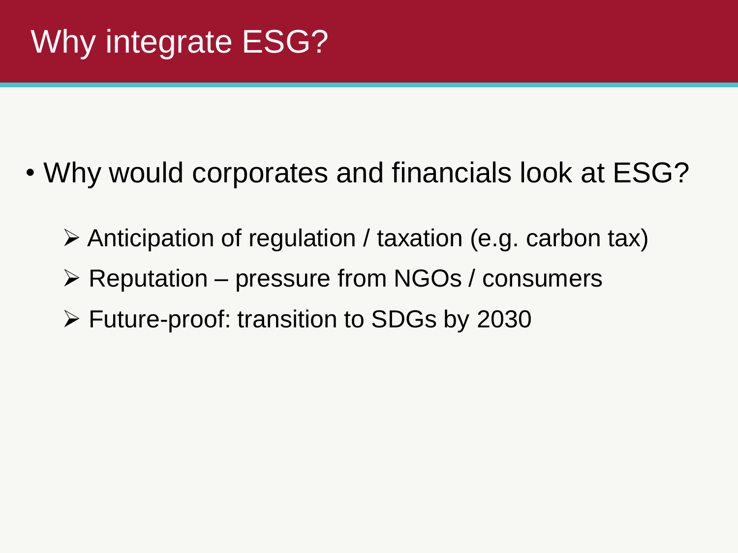# Why integrate ESG?

- Why would corporates and financials look at ESG?
  - Anticipation of regulation / taxation (e.g. carbon tax)
  - Reputation – pressure from NGOs / consumers
  - Future-proof: transition to SDGs by 2030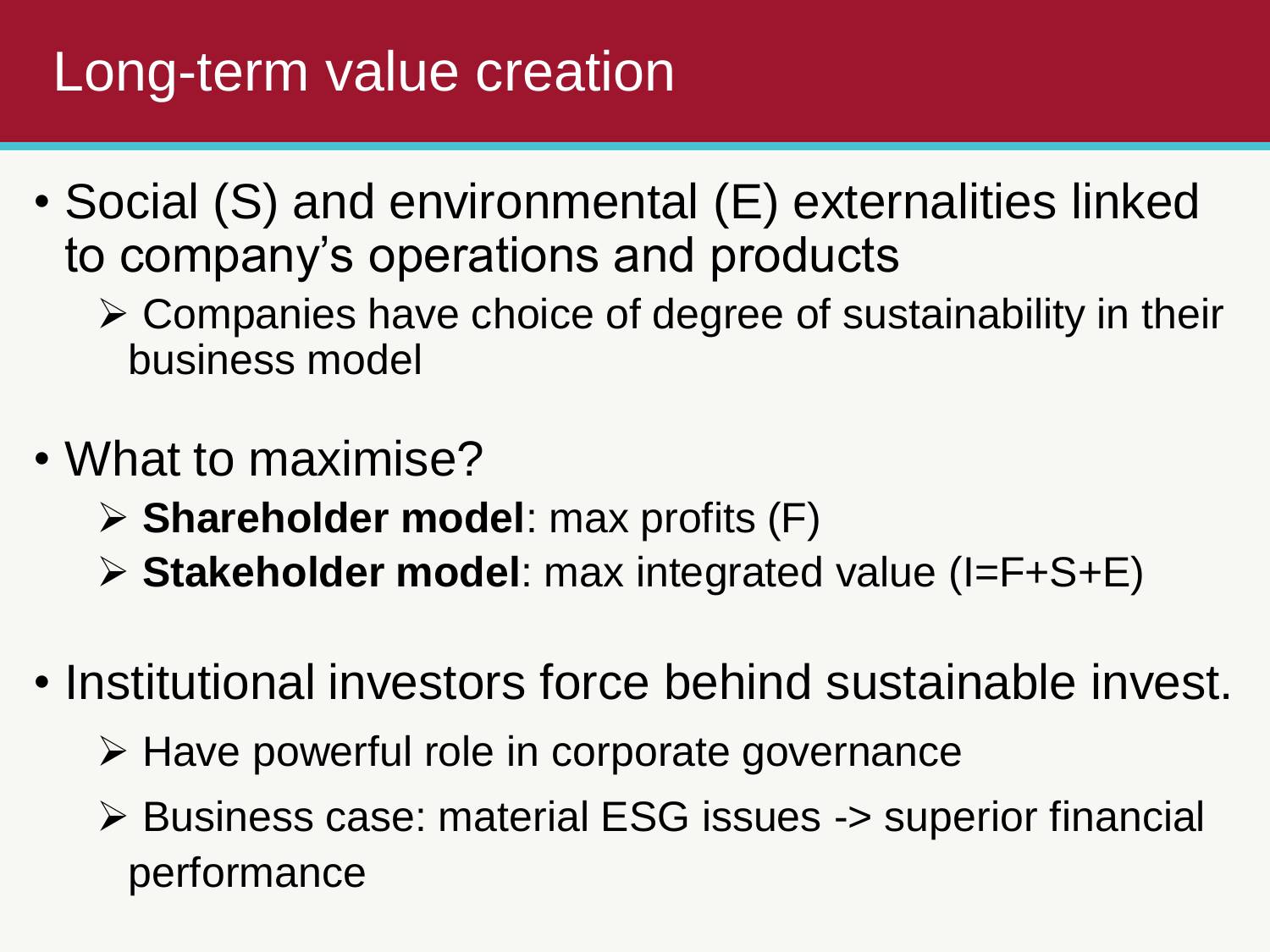# Long-term value creation

- Social (S) and environmental (E) externalities linked to company's operations and products
  - Companies have choice of degree of sustainability in their business model

- What to maximise?
  - **Shareholder model**: max profits (F)
  - **Stakeholder model**: max integrated value (I=F+S+E)

- Institutional investors force behind sustainable invest.
  - Have powerful role in corporate governance
  - Business case: material ESG issues -> superior financial performance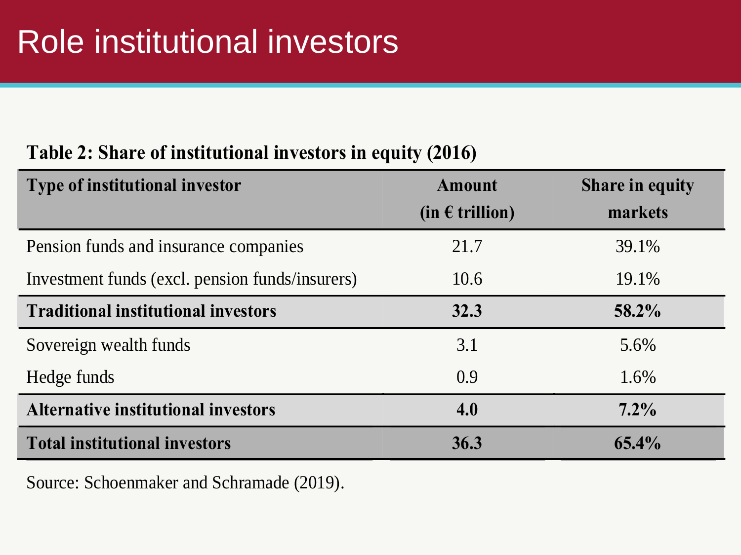# Role institutional investors

**Table 2: Share of institutional investors in equity (2016)**

| Type of institutional investor | Amount (in € trillion) | Share in equity markets |
|---|---|---|
| Pension funds and insurance companies | 21.7 | 39.1% |
| Investment funds (excl. pension funds/insurers) | 10.6 | 19.1% |
| **Traditional institutional investors** | **32.3** | **58.2%** |
| Sovereign wealth funds | 3.1 | 5.6% |
| Hedge funds | 0.9 | 1.6% |
| **Alternative institutional investors** | **4.0** | **7.2%** |
| **Total institutional investors** | **36.3** | **65.4%** |

Source: Schoenmaker and Schramade (2019).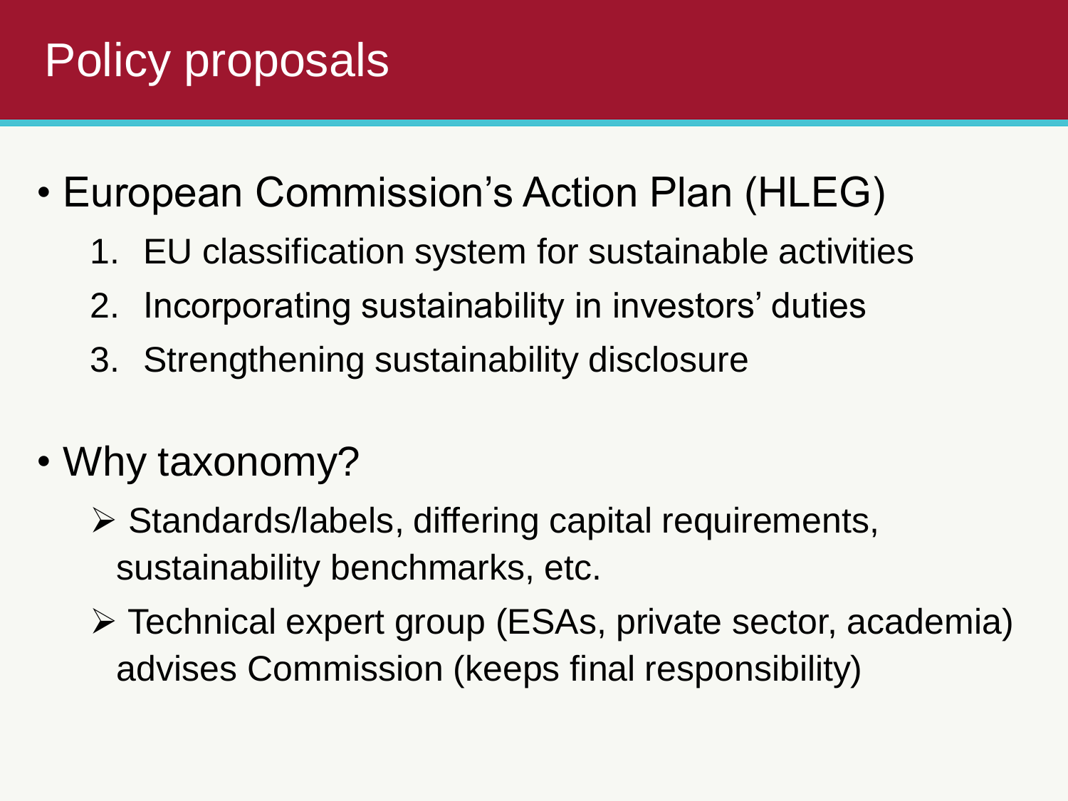# Policy proposals

- European Commission's Action Plan (HLEG)
  1. EU classification system for sustainable activities
  2. Incorporating sustainability in investors' duties
  3. Strengthening sustainability disclosure

- Why taxonomy?
  - Standards/labels, differing capital requirements, sustainability benchmarks, etc.
  - Technical expert group (ESAs, private sector, academia) advises Commission (keeps final responsibility)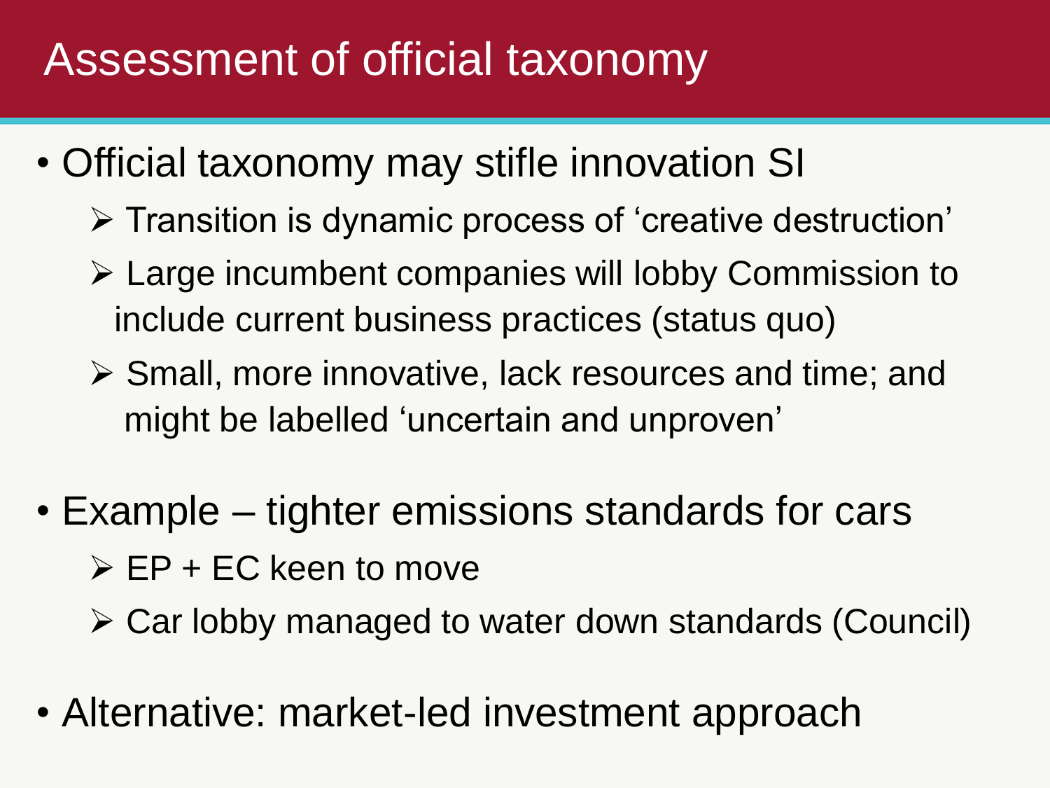# Assessment of official taxonomy

- Official taxonomy may stifle innovation SI
  - Transition is dynamic process of 'creative destruction'
  - Large incumbent companies will lobby Commission to include current business practices (status quo)
  - Small, more innovative, lack resources and time; and might be labelled 'uncertain and unproven'
- Example – tighter emissions standards for cars
  - EP + EC keen to move
  - Car lobby managed to water down standards (Council)
- Alternative: market-led investment approach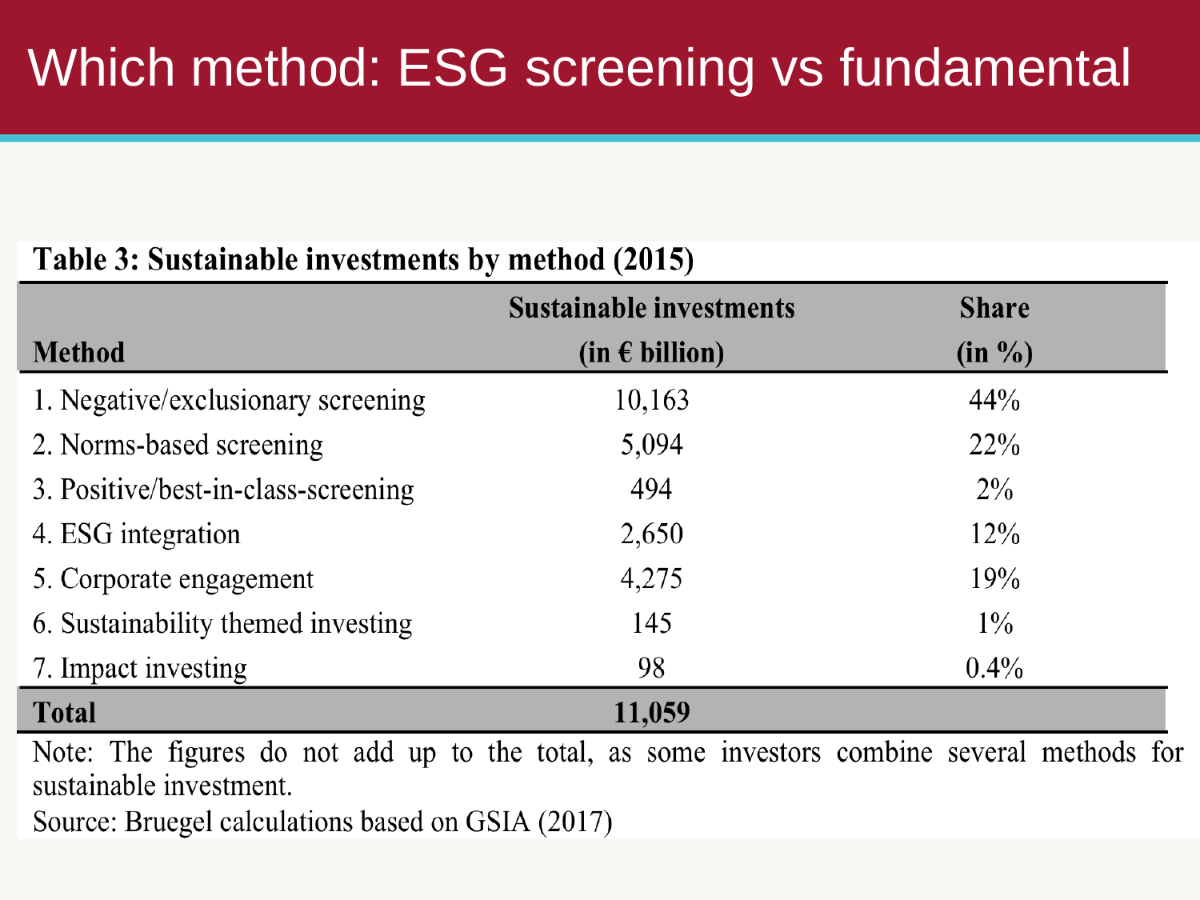# Which method: ESG screening vs fundamental

**Table 3: Sustainable investments by method (2015)**

| Method | Sustainable investments (in € billion) | Share (in %) |
|---|---|---|
| 1. Negative/exclusionary screening | 10,163 | 44% |
| 2. Norms-based screening | 5,094 | 22% |
| 3. Positive/best-in-class-screening | 494 | 2% |
| 4. ESG integration | 2,650 | 12% |
| 5. Corporate engagement | 4,275 | 19% |
| 6. Sustainability themed investing | 145 | 1% |
| 7. Impact investing | 98 | 0.4% |
| **Total** | **11,059** | |

Note: The figures do not add up to the total, as some investors combine several methods for sustainable investment.

Source: Bruegel calculations based on GSIA (2017)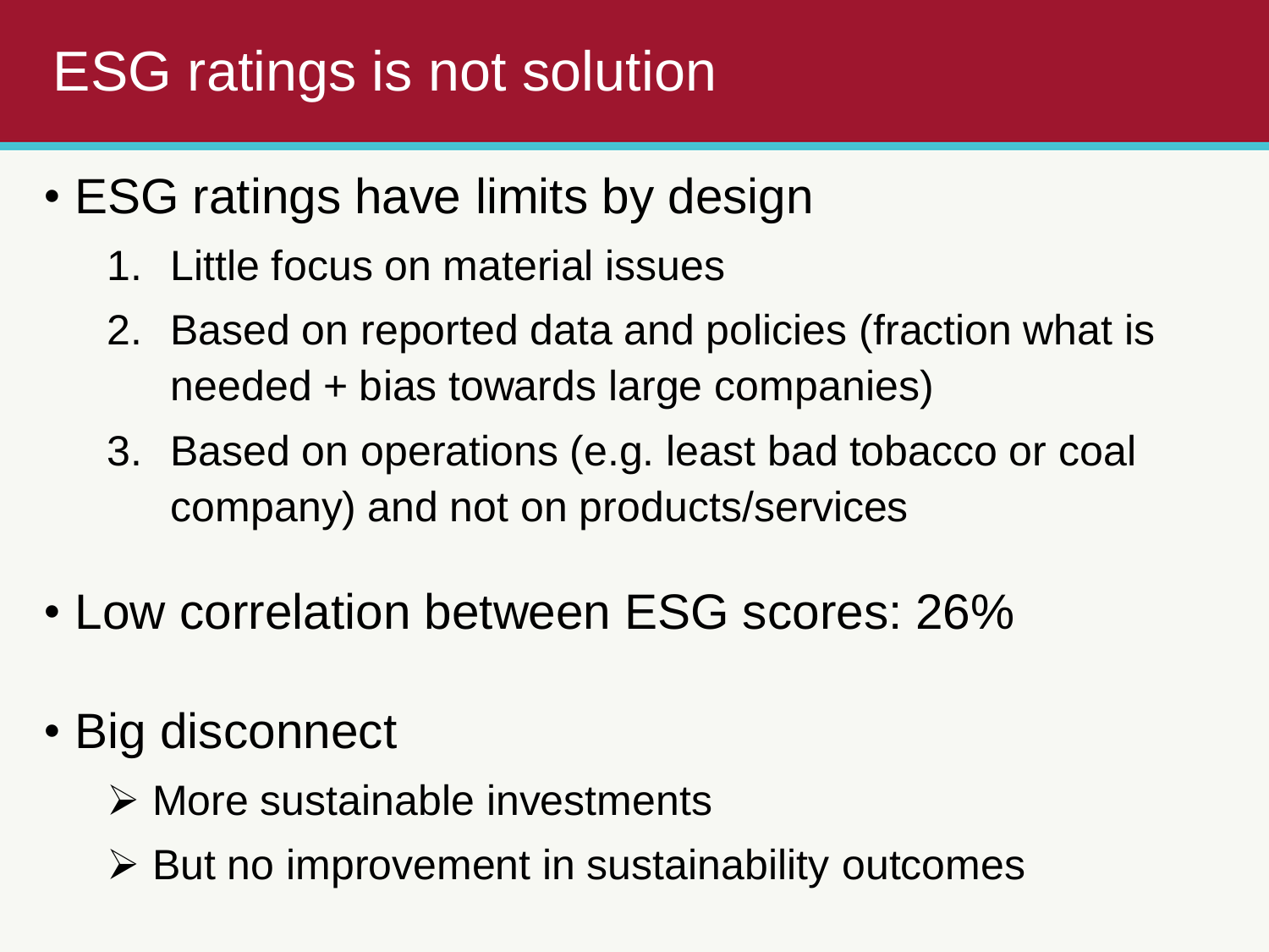# ESG ratings is not solution

- ESG ratings have limits by design
  1. Little focus on material issues
  2. Based on reported data and policies (fraction what is needed + bias towards large companies)
  3. Based on operations (e.g. least bad tobacco or coal company) and not on products/services

- Low correlation between ESG scores: 26%

- Big disconnect
  - More sustainable investments
  - But no improvement in sustainability outcomes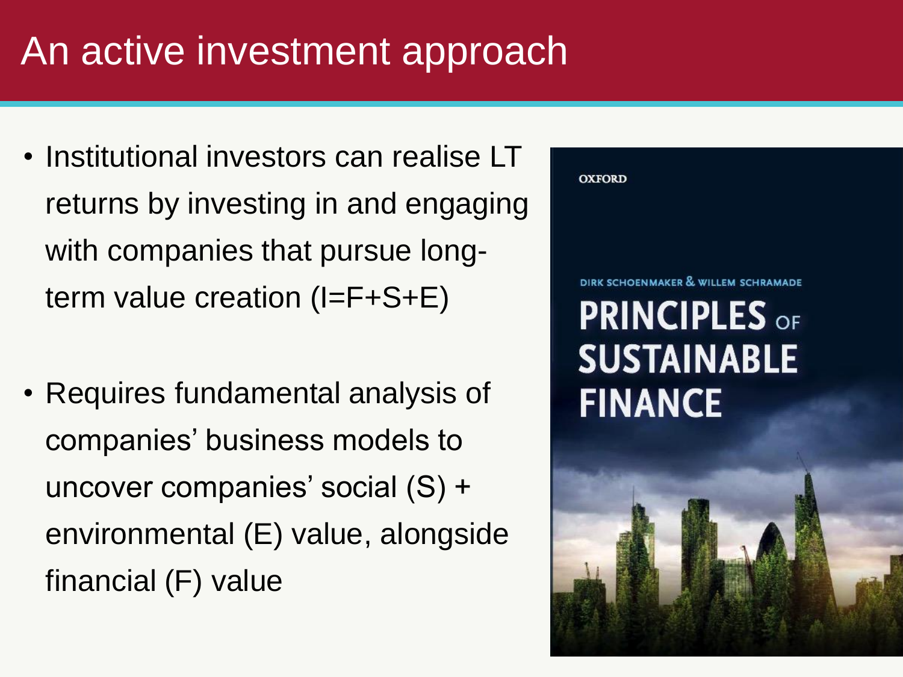# An active investment approach

- Institutional investors can realise LT returns by investing in and engaging with companies that pursue long-term value creation (I=F+S+E)

- Requires fundamental analysis of companies' business models to uncover companies' social (S) + environmental (E) value, alongside financial (F) value

OXFORD

DIRK SCHOENMAKER & WILLEM SCHRAMADE

PRINCIPLES OF SUSTAINABLE FINANCE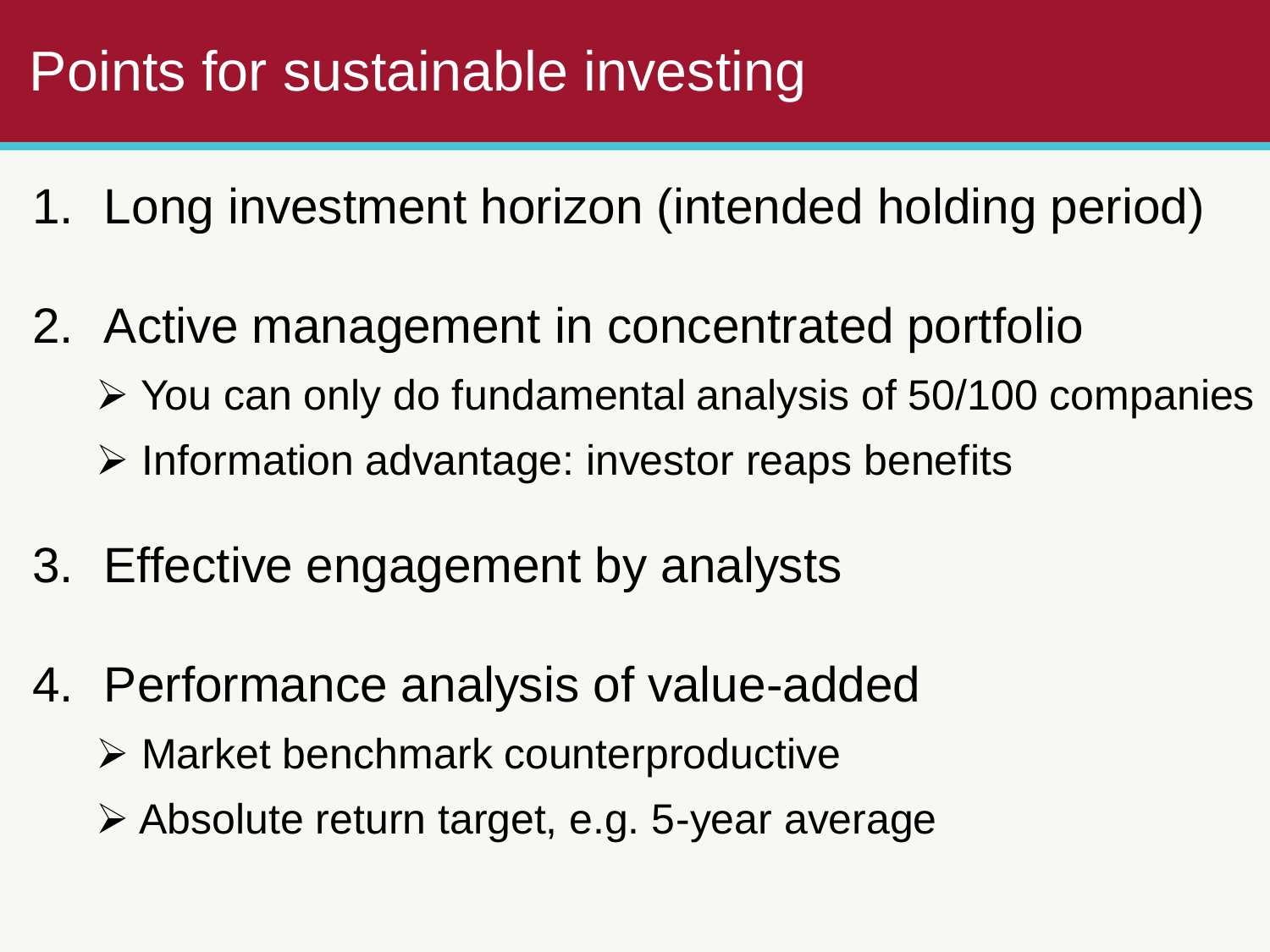# Points for sustainable investing

1. Long investment horizon (intended holding period)

2. Active management in concentrated portfolio
   - You can only do fundamental analysis of 50/100 companies
   - Information advantage: investor reaps benefits

3. Effective engagement by analysts

4. Performance analysis of value-added
   - Market benchmark counterproductive
   - Absolute return target, e.g. 5-year average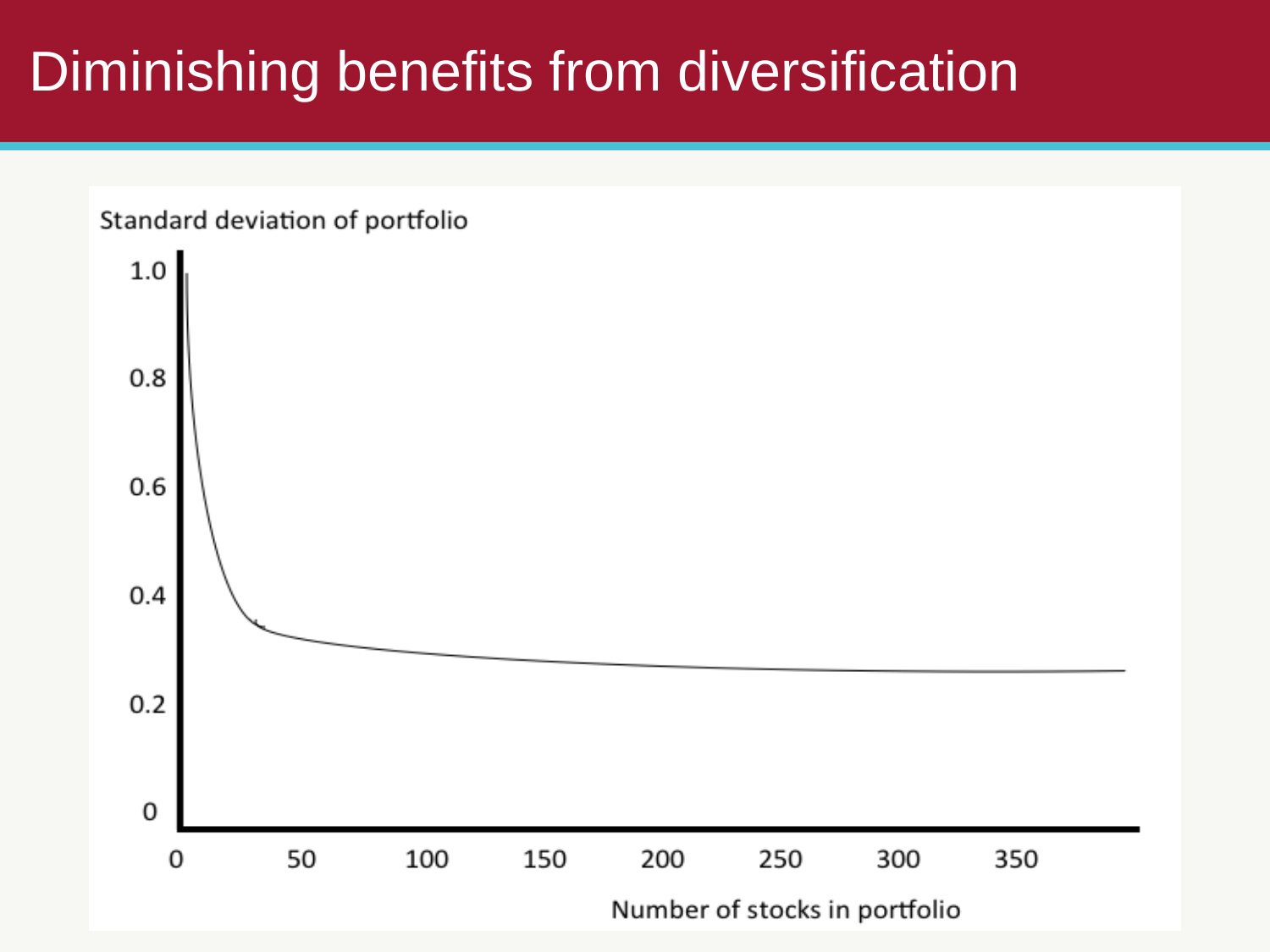# Diminishing benefits from diversification

Standard deviation of portfolio

1.0

0.8

0.6

0.4

0.2

0

0 50 100 150 200 250 300 350

Number of stocks in portfolio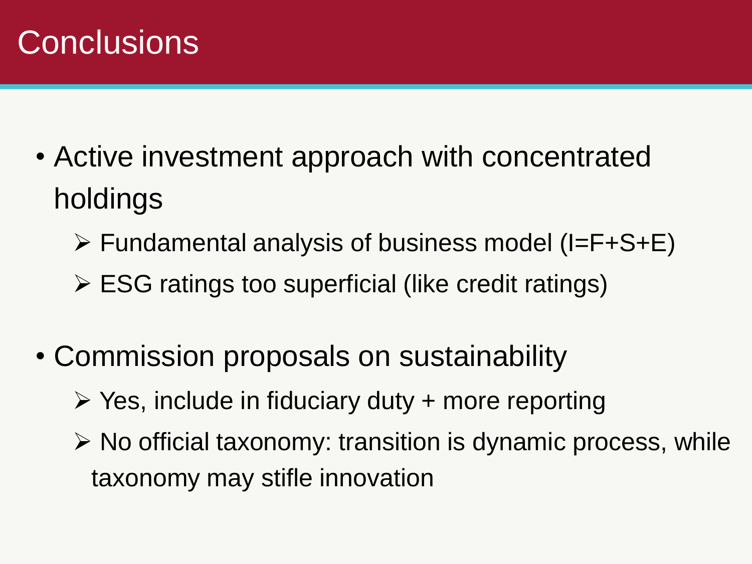# Conclusions

- Active investment approach with concentrated holdings
  - Fundamental analysis of business model (I=F+S+E)
  - ESG ratings too superficial (like credit ratings)

- Commission proposals on sustainability
  - Yes, include in fiduciary duty + more reporting
  - No official taxonomy: transition is dynamic process, while taxonomy may stifle innovation